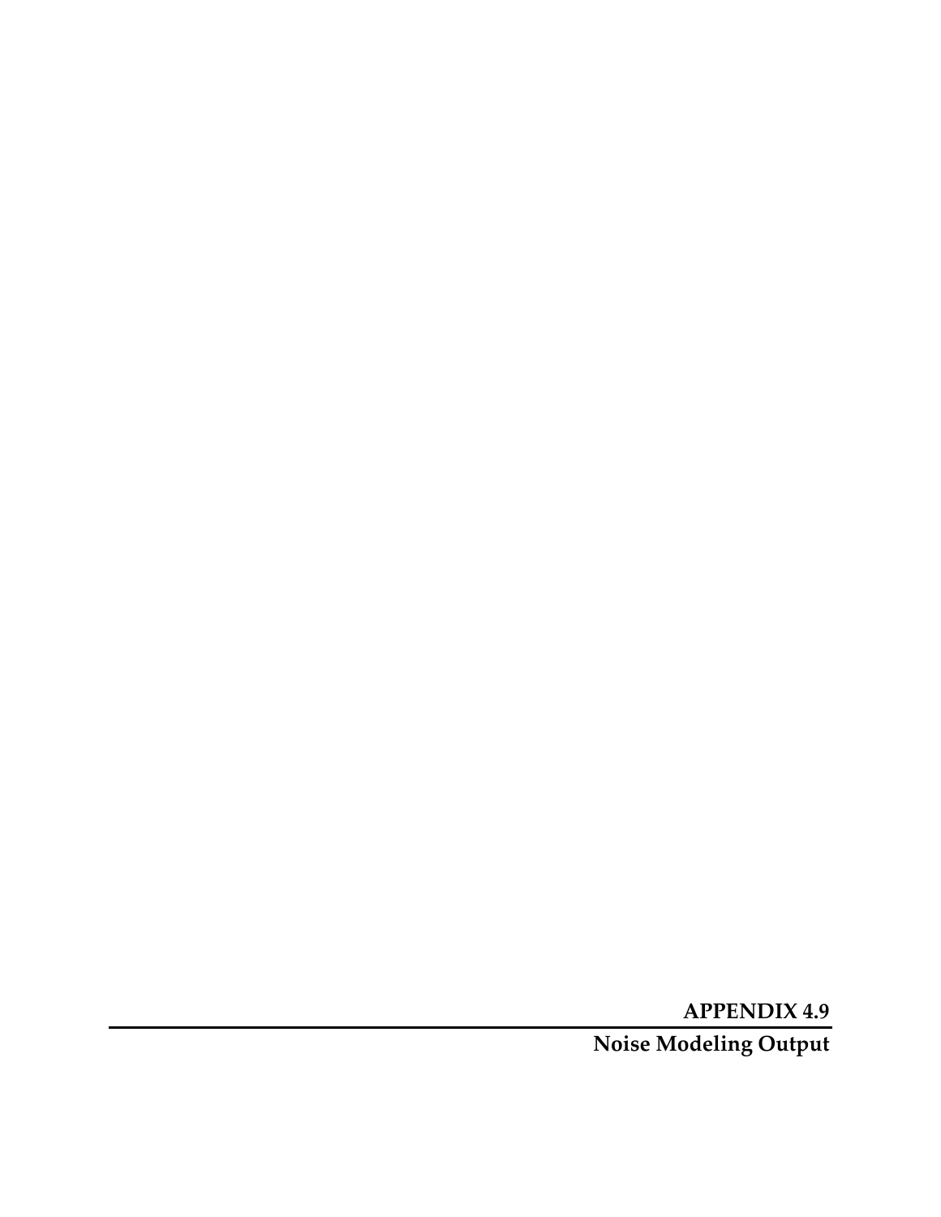# APPENDIX 4.9

## Noise Modeling Output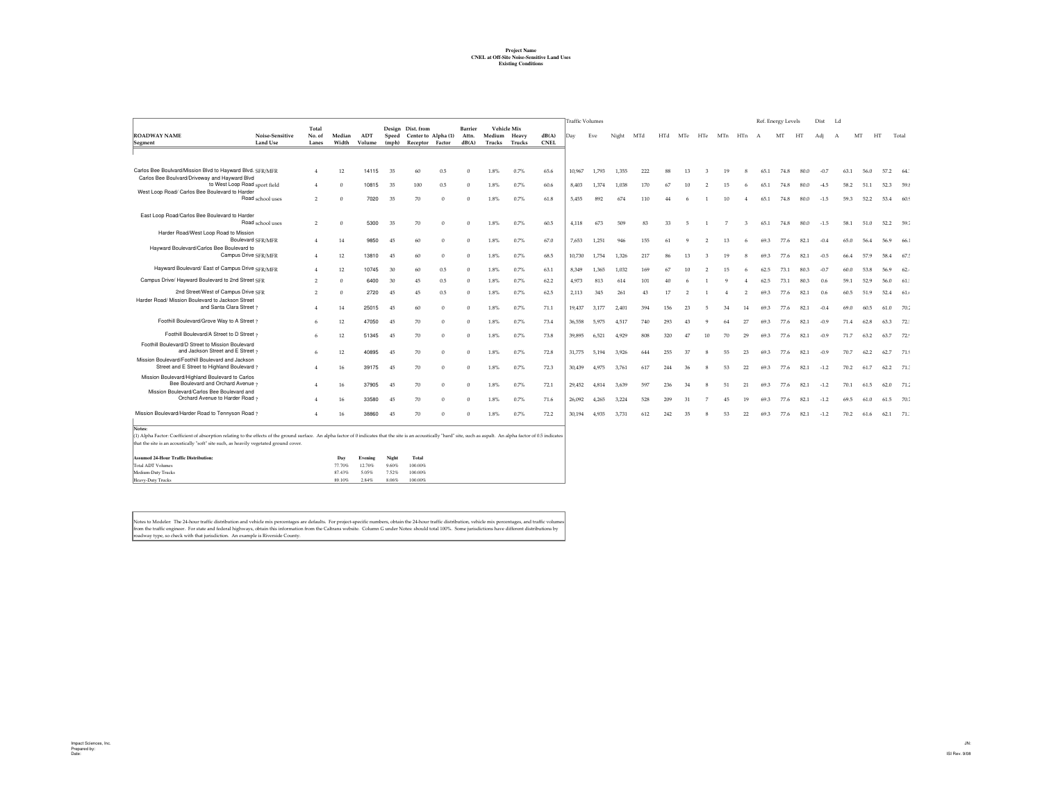**Project Name**
**CNEL at Off-Site Noise-Sensitive Land Uses**
**Existing Conditions**

| ROADWAY NAME Segment | Noise-Sensitive Land Use | Total No. of Lanes | Median Width | ADT Volume | Design Speed (mph) | Dist. from Center to Receptor | Alpha (1) Factor | Barrier Attn. dB(A) | Vehicle Mix Medium Trucks | Vehicle Mix Heavy Trucks | dB(A) CNEL | Traffic Volumes Day | Eve | Night | MTd | HTd | MTe | HTe | MTn | HTn | Ref. Energy Levels A | MT | HT | Dist Adj | Ld A | MT | HT | Total |
|---|---|---|---|---|---|---|---|---|---|---|---|---|---|---|---|---|---|---|---|---|---|---|---|---|---|---|---|---|
| Carlos Bee Boulvard/Mission Blvd to Hayward Blvd. | SFR/MFR | 4 | 12 | 14115 | 35 | 60 | 0.5 | 0 | 1.8% | 0.7% | 65.6 | 10,967 | 1,793 | 1,355 | 222 | 88 | 13 | 3 | 19 | 8 | 65.1 | 74.8 | 80.0 | -0.7 | 63.1 | 56.0 | 57.2 | 64.1 |
| Carlos Bee Boulvard/Driveway and Hayward Blvd to West Loop Road | sport field | 4 | 0 | 10815 | 35 | 100 | 0.5 | 0 | 1.8% | 0.7% | 60.6 | 8,403 | 1,374 | 1,038 | 170 | 67 | 10 | 2 | 15 | 6 | 65.1 | 74.8 | 80.0 | -4.5 | 58.2 | 51.1 | 52.3 | 59.8 |
| West Loop Road/ Carlos Bee Boulevard to Harder Road | school uses | 2 | 0 | 7020 | 35 | 70 | 0 | 0 | 1.8% | 0.7% | 61.8 | 5,455 | 892 | 674 | 110 | 44 | 6 | 1 | 10 | 4 | 65.1 | 74.8 | 80.0 | -1.5 | 59.3 | 52.2 | 53.4 | 60.9 |
| East Loop Road/Carlos Bee Boulevard to Harder Road | school uses | 2 | 0 | 5300 | 35 | 70 | 0 | 0 | 1.8% | 0.7% | 60.5 | 4,118 | 673 | 509 | 83 | 33 | 5 | 1 | 7 | 3 | 65.1 | 74.8 | 80.0 | -1.5 | 58.1 | 51.0 | 52.2 | 59.7 |
| Harder Road/West Loop Road to Mission Boulevard | SFR/MFR | 4 | 14 | 9850 | 45 | 60 | 0 | 0 | 1.8% | 0.7% | 67.0 | 7,653 | 1,251 | 946 | 155 | 61 | 9 | 2 | 13 | 6 | 69.3 | 77.6 | 82.1 | -0.4 | 65.0 | 56.4 | 56.9 | 66.1 |
| Hayward Boulevard/Carlos Bee Boulevard to Campus Drive | SFR/MFR | 4 | 12 | 13810 | 45 | 60 | 0 | 0 | 1.8% | 0.7% | 68.5 | 10,730 | 1,754 | 1,326 | 217 | 86 | 13 | 3 | 19 | 8 | 69.3 | 77.6 | 82.1 | -0.5 | 66.4 | 57.9 | 58.4 | 67.5 |
| Hayward Boulevard/ East of Campus Drive | SFR/MFR | 4 | 12 | 10745 | 30 | 60 | 0.5 | 0 | 1.8% | 0.7% | 63.1 | 8,349 | 1,365 | 1,032 | 169 | 67 | 10 | 2 | 15 | 6 | 62.5 | 73.1 | 80.3 | -0.7 | 60.0 | 53.8 | 56.9 | 62.4 |
| Campus Drive/ Hayward Boulevard to 2nd Street | SFR | 2 | 0 | 6400 | 30 | 45 | 0.5 | 0 | 1.8% | 0.7% | 62.2 | 4,973 | 813 | 614 | 101 | 40 | 6 | 1 | 9 | 4 | 62.5 | 73.1 | 80.3 | 0.6 | 59.1 | 52.9 | 56.0 | 61.5 |
| 2nd Street/West of Campus Drive | SFR | 2 | 0 | 2720 | 45 | 45 | 0.5 | 0 | 1.8% | 0.7% | 62.5 | 2,113 | 345 | 261 | 43 | 17 | 2 | 1 | 4 | 2 | 69.3 | 77.6 | 82.1 | 0.6 | 60.5 | 51.9 | 52.4 | 61.6 |
| Harder Road/ Mission Boulevard to Jackson Street and Santa Clara Street | ? | 4 | 14 | 25015 | 45 | 60 | 0 | 0 | 1.8% | 0.7% | 71.1 | 19,437 | 3,177 | 2,401 | 394 | 156 | 23 | 5 | 34 | 14 | 69.3 | 77.6 | 82.1 | -0.4 | 69.0 | 60.5 | 61.0 | 70.2 |
| Foothill Boulevard/Grove Way to A Street | ? | 6 | 12 | 47050 | 45 | 70 | 0 | 0 | 1.8% | 0.7% | 73.4 | 36,558 | 5,975 | 4,517 | 740 | 293 | 43 | 9 | 64 | 27 | 69.3 | 77.6 | 82.1 | -0.9 | 71.4 | 62.8 | 63.3 | 72.5 |
| Foothill Boulevard/A Street to D Street | ? | 6 | 12 | 51345 | 45 | 70 | 0 | 0 | 1.8% | 0.7% | 73.8 | 39,895 | 6,521 | 4,929 | 808 | 320 | 47 | 10 | 70 | 29 | 69.3 | 77.6 | 82.1 | -0.9 | 71.7 | 63.2 | 63.7 | 72.9 |
| Foothill Boulevard/D Street to Mission Boulevard and Jackson Street and E Street | ? | 6 | 12 | 40895 | 45 | 70 | 0 | 0 | 1.8% | 0.7% | 72.8 | 31,775 | 5,194 | 3,926 | 644 | 255 | 37 | 8 | 55 | 23 | 69.3 | 77.6 | 82.1 | -0.9 | 70.7 | 62.2 | 62.7 | 71.9 |
| Mission Boulevard/Foothill Boulevard and Jackson Street and E Street to Highland Boulevard | ? | 4 | 16 | 39175 | 45 | 70 | 0 | 0 | 1.8% | 0.7% | 72.3 | 30,439 | 4,975 | 3,761 | 617 | 244 | 36 | 8 | 53 | 22 | 69.3 | 77.6 | 82.1 | -1.2 | 70.2 | 61.7 | 62.2 | 71.3 |
| Mission Boulevard/Highland Boulevard to Carlos Bee Boulevard and Orchard Avenue | ? | 4 | 16 | 37905 | 45 | 70 | 0 | 0 | 1.8% | 0.7% | 72.1 | 29,452 | 4,814 | 3,639 | 597 | 236 | 34 | 8 | 51 | 21 | 69.3 | 77.6 | 82.1 | -1.2 | 70.1 | 61.5 | 62.0 | 71.2 |
| Mission Boulevard/Carlos Bee Boulevard and Orchard Avenue to Harder Road | ? | 4 | 16 | 33580 | 45 | 70 | 0 | 0 | 1.8% | 0.7% | 71.6 | 26,092 | 4,265 | 3,224 | 528 | 209 | 31 | 7 | 45 | 19 | 69.3 | 77.6 | 82.1 | -1.2 | 69.5 | 61.0 | 61.5 | 70.7 |
| Mission Boulevard/Harder Road to Tennyson Road | ? | 4 | 16 | 38860 | 45 | 70 | 0 | 0 | 1.8% | 0.7% | 72.2 | 30,194 | 4,935 | 3,731 | 612 | 242 | 35 | 8 | 53 | 22 | 69.3 | 77.6 | 82.1 | -1.2 | 70.2 | 61.6 | 62.1 | 71.3 |

**Notes:**

(1) Alpha Factor: Coefficient of absorption relating to the effects of the ground surface. An alpha factor of 0 indicates that the site is an acoustically "hard" site, such as aspalt. An alpha factor of 0.5 indicates that the site is an acoustically "soft" site such, as heavily vegetated ground cover.

| Assumed 24-Hour Traffic Distribution: | Day | Evening | Night | Total |
|---|---|---|---|---|
| Total ADT Volumes | 77.70% | 12.70% | 9.60% | 100.00% |
| Medium-Duty Trucks | 87.43% | 5.05% | 7.52% | 100.00% |
| Heavy-Duty Trucks | 89.10% | 2.84% | 8.06% | 100.00% |

Notes to Modeler: The 24-hour traffic distribution and vehicle mix percentages are defaults. For project-specific numbers, obtain the 24-hour traffic distribution, vehicle mix percentages, and traffic volumes from the traffic engineer. For state and federal highways, obtain this information from the Caltrans website. Column G under Notes: should total 100%. Some jurisdictions have different distributions by roadway type, so check with that jurisdiction. An example is Riverside County.

Impact Sciences, Inc.
Prepared by:
Date:

JN:
ISI Rev. 9/08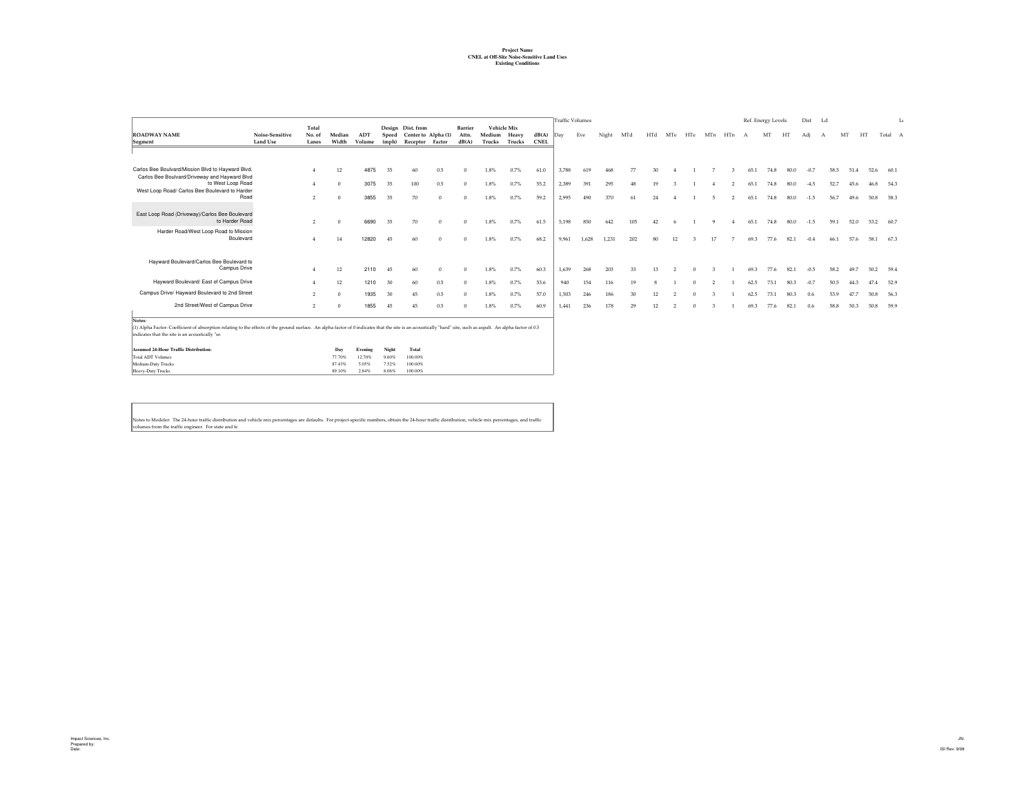**Project Name**
**CNEL at Off-Site Noise-Sensitive Land Uses**
**Existing Conditions**

| ROADWAY NAME Segment | Noise-Sensitive Land Use | Total No. of Lanes | Median Width | ADT Volume | Design Speed (mph) | Dist. from Center to Receptor | Alpha (1) Factor | Barrier Attn. dB(A) | Vehicle Mix Medium Trucks | Vehicle Mix Heavy Trucks | dB(A) CNEL | Traffic Volumes Day | Eve | Night | MTd | HTd | MTe | HTe | MTn | HTn | Ref. Energy Levels A | MT | HT | Dist Adj | Ld A | MT | HT | Total | Le A |
|---|---|---|---|---|---|---|---|---|---|---|---|---|---|---|---|---|---|---|---|---|---|---|---|---|---|---|---|---|---|
| Carlos Bee Boulvard/Mission Blvd to Hayward Blvd. | | 4 | 12 | 4875 | 35 | 60 | 0.5 | 0 | 1.8% | 0.7% | 61.0 | 3,788 | 619 | 468 | 77 | 30 | 4 | 1 | 7 | 3 | 65.1 | 74.8 | 80.0 | -0.7 | 58.5 | 51.4 | 52.6 | 60.1 | |
| Carlos Bee Boulvard/Driveway and Hayward Blvd to West Loop Road | | 4 | 0 | 3075 | 35 | 100 | 0.5 | 0 | 1.8% | 0.7% | 55.2 | 2,389 | 391 | 295 | 48 | 19 | 3 | 1 | 4 | 2 | 65.1 | 74.8 | 80.0 | -4.5 | 52.7 | 45.6 | 46.8 | 54.3 | |
| West Loop Road/ Carlos Bee Boulevard to Harder Road | | 2 | 0 | 3855 | 35 | 70 | 0 | 0 | 1.8% | 0.7% | 59.2 | 2,995 | 490 | 370 | 61 | 24 | 4 | 1 | 5 | 2 | 65.1 | 74.8 | 80.0 | -1.5 | 56.7 | 49.6 | 50.8 | 58.3 | |
| East Loop Road (Driveway)/Carlos Bee Boulevard to Harder Road | | 2 | 0 | 6690 | 35 | 70 | 0 | 0 | 1.8% | 0.7% | 61.5 | 5,198 | 850 | 642 | 105 | 42 | 6 | 1 | 9 | 4 | 65.1 | 74.8 | 80.0 | -1.5 | 59.1 | 52.0 | 53.2 | 60.7 | |
| Harder Road/West Loop Road to Mission Boulevard | | 4 | 14 | 12820 | 45 | 60 | 0 | 0 | 1.8% | 0.7% | 68.2 | 9,961 | 1,628 | 1,231 | 202 | 80 | 12 | 3 | 17 | 7 | 69.3 | 77.6 | 82.1 | -0.4 | 66.1 | 57.6 | 58.1 | 67.3 | |
| Hayward Boulevard/Carlos Bee Boulevard to Campus Drive | | 4 | 12 | 2110 | 45 | 60 | 0 | 0 | 1.8% | 0.7% | 60.3 | 1,639 | 268 | 203 | 33 | 13 | 2 | 0 | 3 | 1 | 69.3 | 77.6 | 82.1 | -0.5 | 58.2 | 49.7 | 50.2 | 59.4 | |
| Hayward Boulevard/ East of Campus Drive | | 4 | 12 | 1210 | 30 | 60 | 0.5 | 0 | 1.8% | 0.7% | 53.6 | 940 | 154 | 116 | 19 | 8 | 1 | 0 | 2 | 1 | 62.5 | 73.1 | 80.3 | -0.7 | 50.5 | 44.3 | 47.4 | 52.9 | |
| Campus Drive/ Hayward Boulevard to 2nd Street | | 2 | 0 | 1935 | 30 | 45 | 0.5 | 0 | 1.8% | 0.7% | 57.0 | 1,503 | 246 | 186 | 30 | 12 | 2 | 0 | 3 | 1 | 62.5 | 73.1 | 80.3 | 0.6 | 53.9 | 47.7 | 50.8 | 56.3 | |
| 2nd Street/West of Campus Drive | | 2 | 0 | 1855 | 45 | 45 | 0.5 | 0 | 1.8% | 0.7% | 60.9 | 1,441 | 236 | 178 | 29 | 12 | 2 | 0 | 3 | 1 | 69.3 | 77.6 | 82.1 | 0.6 | 58.8 | 50.3 | 50.8 | 59.9 | |

**Notes:**

(1) Alpha Factor: Coefficient of absorption relating to the effects of the ground surface. An alpha factor of 0 indicates that the site is an acoustically "hard" site, such as aspalt. An alpha factor of 0.5 indicates that the site is an acoustically "so

| Assumed 24-Hour Traffic Distribution: | Day | Evening | Night | Total |
|---|---|---|---|---|
| Total ADT Volumes | 77.70% | 12.70% | 9.60% | 100.00% |
| Medium-Duty Trucks | 87.43% | 5.05% | 7.52% | 100.00% |
| Heavy-Duty Trucks | 89.10% | 2.84% | 8.06% | 100.00% |

Notes to Modeler: The 24-hour traffic distribution and vehicle mix percentages are defaults. For project-specific numbers, obtain the 24-hour traffic distribution, vehicle mix percentages, and traffic volumes from the traffic engineer. For state and fe

Impact Sciences, Inc.
Prepared by:
Date:

JN:
ISI Rev. 9/08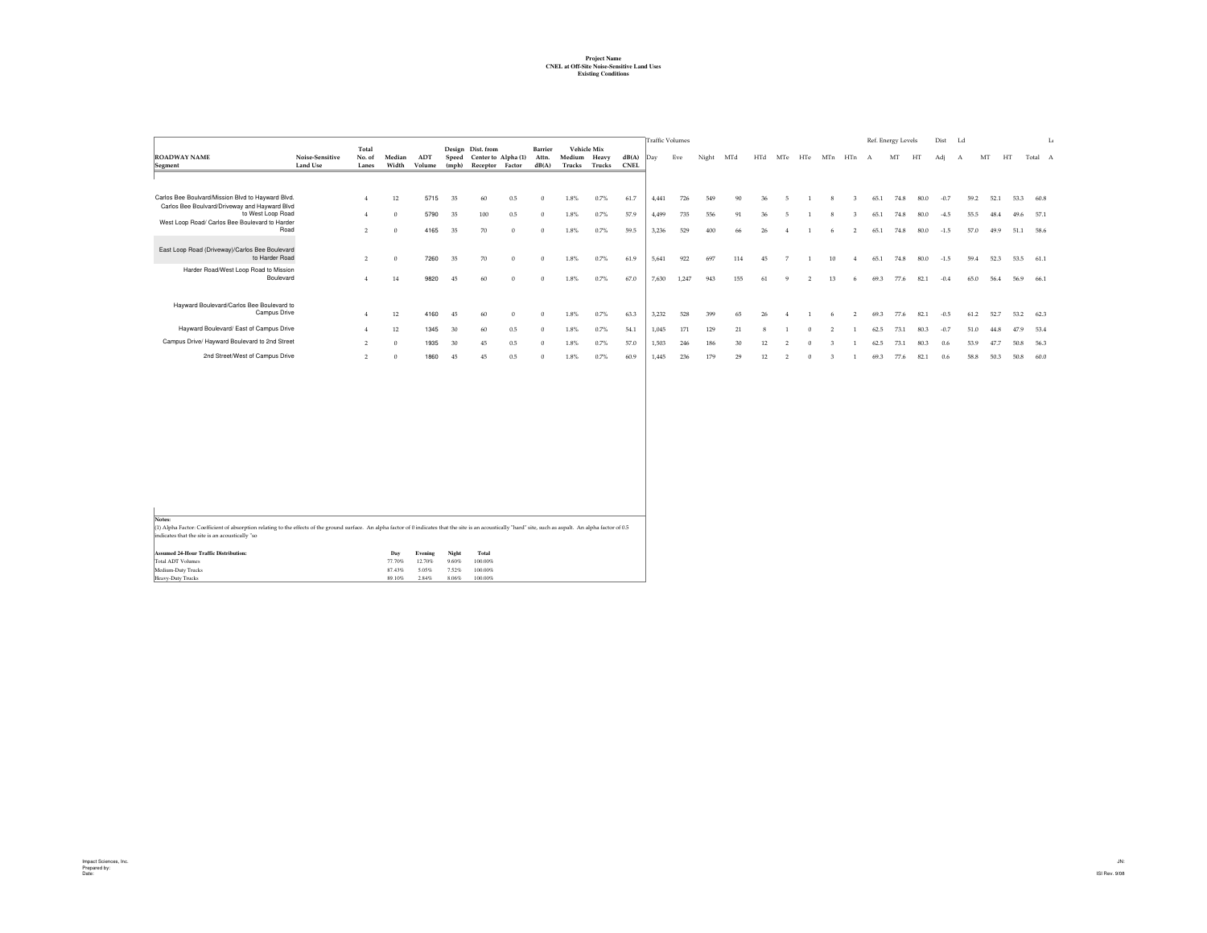**Project Name**
**CNEL at Off-Site Noise-Sensitive Land Uses**
**Existing Conditions**

| | | | | | | | | | Vehicle Mix | | | Traffic Volumes | | | | | | | | | | Ref. Energy Levels | | | Dist | Ld | | | | Lo |
|---|---|---|---|---|---|---|---|---|---|---|---|---|---|---|---|---|---|---|---|---|---|---|---|---|---|---|---|---|---|---|
| **ROADWAY NAME Segment** | **Noise-Sensitive Land Use** | **Total No. of Lanes** | **Median Width** | **ADT Volume** | **Design Speed (mph)** | **Dist. from Center to Receptor** | **Alpha (1) Factor** | **Barrier Attn. dB(A)** | **Medium Trucks** | **Heavy Trucks** | **dB(A) CNEL** | Day | Eve | Night | MTd | HTd | MTe | HTe | MTn | HTn | A | MT | HT | Adj | A | MT | HT | Total | A |
| Carlos Bee Boulvard/Mission Blvd to Hayward Blvd. | | 4 | 12 | 5715 | 35 | 60 | 0.5 | 0 | 1.8% | 0.7% | 61.7 | 4,441 | 726 | 549 | 90 | 36 | 5 | 1 | 8 | 3 | 65.1 | 74.8 | 80.0 | -0.7 | 59.2 | 52.1 | 53.3 | 60.8 | |
| Carlos Bee Boulvard/Driveway and Hayward Blvd to West Loop Road | | 4 | 0 | 5790 | 35 | 100 | 0.5 | 0 | 1.8% | 0.7% | 57.9 | 4,499 | 735 | 556 | 91 | 36 | 5 | 1 | 8 | 3 | 65.1 | 74.8 | 80.0 | -4.5 | 55.5 | 48.4 | 49.6 | 57.1 | |
| West Loop Road/ Carlos Bee Boulevard to Harder Road | | 2 | 0 | 4165 | 35 | 70 | 0 | 0 | 1.8% | 0.7% | 59.5 | 3,236 | 529 | 400 | 66 | 26 | 4 | 1 | 6 | 2 | 65.1 | 74.8 | 80.0 | -1.5 | 57.0 | 49.9 | 51.1 | 58.6 | |
| East Loop Road (Driveway)/Carlos Bee Boulevard to Harder Road | | 2 | 0 | 7260 | 35 | 70 | 0 | 0 | 1.8% | 0.7% | 61.9 | 5,641 | 922 | 697 | 114 | 45 | 7 | 1 | 10 | 4 | 65.1 | 74.8 | 80.0 | -1.5 | 59.4 | 52.3 | 53.5 | 61.1 | |
| Harder Road/West Loop Road to Mission Boulevard | | 4 | 14 | 9820 | 45 | 60 | 0 | 0 | 1.8% | 0.7% | 67.0 | 7,630 | 1,247 | 943 | 155 | 61 | 9 | 2 | 13 | 6 | 69.3 | 77.6 | 82.1 | -0.4 | 65.0 | 56.4 | 56.9 | 66.1 | |
| Hayward Boulevard/Carlos Bee Boulevard to Campus Drive | | 4 | 12 | 4160 | 45 | 60 | 0 | 0 | 1.8% | 0.7% | 63.3 | 3,232 | 528 | 399 | 65 | 26 | 4 | 1 | 6 | 2 | 69.3 | 77.6 | 82.1 | -0.5 | 61.2 | 52.7 | 53.2 | 62.3 | |
| Hayward Boulevard/ East of Campus Drive | | 4 | 12 | 1345 | 30 | 60 | 0.5 | 0 | 1.8% | 0.7% | 54.1 | 1,045 | 171 | 129 | 21 | 8 | 1 | 0 | 2 | 1 | 62.5 | 73.1 | 80.3 | -0.7 | 51.0 | 44.8 | 47.9 | 53.4 | |
| Campus Drive/ Hayward Boulevard to 2nd Street | | 2 | 0 | 1935 | 30 | 45 | 0.5 | 0 | 1.8% | 0.7% | 57.0 | 1,503 | 246 | 186 | 30 | 12 | 2 | 0 | 3 | 1 | 62.5 | 73.1 | 80.3 | 0.6 | 53.9 | 47.7 | 50.8 | 56.3 | |
| 2nd Street/West of Campus Drive | | 2 | 0 | 1860 | 45 | 45 | 0.5 | 0 | 1.8% | 0.7% | 60.9 | 1,445 | 236 | 179 | 29 | 12 | 2 | 0 | 3 | 1 | 69.3 | 77.6 | 82.1 | 0.6 | 58.8 | 50.3 | 50.8 | 60.0 | |

**Notes:**

(1) Alpha Factor: Coefficient of absorption relating to the effects of the ground surface. An alpha factor of 0 indicates that the site is an acoustically "hard" site, such as aspalt. An alpha factor of 0.5 indicates that the site is an acoustically "so

| **Assumed 24-Hour Traffic Distribution:** | **Day** | **Evening** | **Night** | **Total** |
|---|---|---|---|---|
| Total ADT Volumes | 77.70% | 12.70% | 9.60% | 100.00% |
| Medium-Duty Trucks | 87.43% | 5.05% | 7.52% | 100.00% |
| Heavy-Duty Trucks | 89.10% | 2.84% | 8.06% | 100.00% |

Impact Sciences, Inc.
Prepared by:
Date:

JN:
ISI Rev. 9/08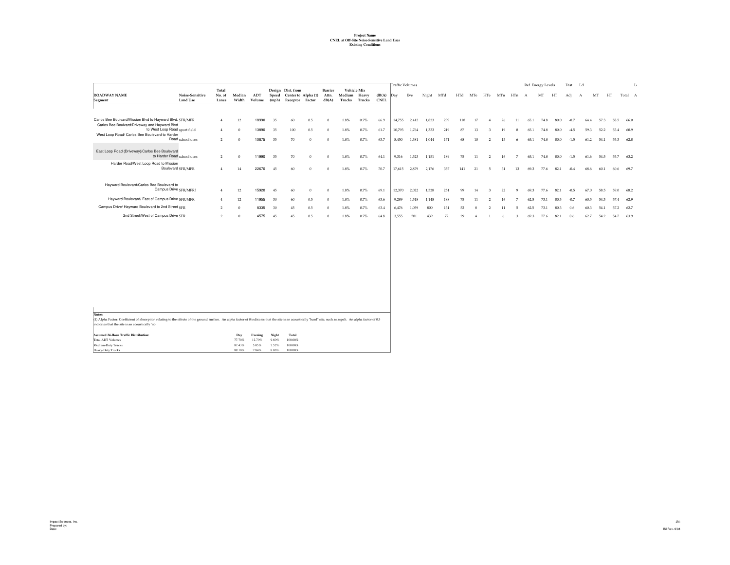**Project Name**
**CNEL at Off-Site Noise-Sensitive Land Uses**
**Existing Conditions**

| ROADWAY NAME Segment | Noise-Sensitive Land Use | Total No. of Lanes | Median Width | ADT Volume | Design Speed (mph) | Dist. from Center to Receptor | Alpha (1) Factor | Barrier Attn. dB(A) | Vehicle Mix Medium Trucks | Vehicle Mix Heavy Trucks | dB(A) CNEL | Traffic Volumes Day | Eve | Night | MTd | HTd | MTe | HTe | MTn | HTn | Ref. Energy Levels A | MT | HT | Dist Adj | Ld A | MT | HT | Total | Le A |
|---|---|---|---|---|---|---|---|---|---|---|---|---|---|---|---|---|---|---|---|---|---|---|---|---|---|---|---|---|---|
| Carlos Bee Boulvard/Mission Blvd to Hayward Blvd. | SFR/MFR | 4 | 12 | 18990 | 35 | 60 | 0.5 | 0 | 1.8% | 0.7% | 66.9 | 14,755 | 2,412 | 1,823 | 299 | 118 | 17 | 4 | 26 | 11 | 65.1 | 74.8 | 80.0 | -0.7 | 64.4 | 57.3 | 58.5 | 66.0 | |
| Carlos Bee Boulvard/Driveway and Hayward Blvd to West Loop Road | sport field | 4 | 0 | 13890 | 35 | 100 | 0.5 | 0 | 1.8% | 0.7% | 61.7 | 10,793 | 1,764 | 1,333 | 219 | 87 | 13 | 3 | 19 | 8 | 65.1 | 74.8 | 80.0 | -4.5 | 59.3 | 52.2 | 53.4 | 60.9 | |
| West Loop Road/ Carlos Bee Boulevard to Harder Road | school uses | 2 | 0 | 10875 | 35 | 70 | 0 | 0 | 1.8% | 0.7% | 63.7 | 8,450 | 1,381 | 1,044 | 171 | 68 | 10 | 2 | 15 | 6 | 65.1 | 74.8 | 80.0 | -1.5 | 61.2 | 54.1 | 55.3 | 62.8 | |
| East Loop Road (Driveway)/Carlos Bee Boulevard to Harder Road | school uses | 2 | 0 | 11990 | 35 | 70 | 0 | 0 | 1.8% | 0.7% | 64.1 | 9,316 | 1,523 | 1,151 | 189 | 75 | 11 | 2 | 16 | 7 | 65.1 | 74.8 | 80.0 | -1.5 | 61.6 | 54.5 | 55.7 | 63.2 | |
| Harder Road/West Loop Road to Mission Boulevard | SFR/MFR | 4 | 14 | 22670 | 45 | 60 | 0 | 0 | 1.8% | 0.7% | 70.7 | 17,615 | 2,879 | 2,176 | 357 | 141 | 21 | 5 | 31 | 13 | 69.3 | 77.6 | 82.1 | -0.4 | 68.6 | 60.1 | 60.6 | 69.7 | |
| Hayward Boulevard/Carlos Bee Boulevard to Campus Drive | SFR/MFR? | 4 | 12 | 15920 | 45 | 60 | 0 | 0 | 1.8% | 0.7% | 69.1 | 12,370 | 2,022 | 1,528 | 251 | 99 | 14 | 3 | 22 | 9 | 69.3 | 77.6 | 82.1 | -0.5 | 67.0 | 58.5 | 59.0 | 68.2 | |
| Hayward Boulevard/ East of Campus Drive | SFR/MFR | 4 | 12 | 11955 | 30 | 60 | 0.5 | 0 | 1.8% | 0.7% | 63.6 | 9,289 | 1,518 | 1,148 | 188 | 75 | 11 | 2 | 16 | 7 | 62.5 | 73.1 | 80.3 | -0.7 | 60.5 | 54.3 | 57.4 | 62.9 | |
| Campus Drive/ Hayward Boulevard to 2nd Street | SFR | 2 | 0 | 8335 | 30 | 45 | 0.5 | 0 | 1.8% | 0.7% | 63.4 | 6,476 | 1,059 | 800 | 131 | 52 | 8 | 2 | 11 | 5 | 62.5 | 73.1 | 80.3 | 0.6 | 60.3 | 54.1 | 57.2 | 62.7 | |
| 2nd Street/West of Campus Drive | SFR | 2 | 0 | 4575 | 45 | 45 | 0.5 | 0 | 1.8% | 0.7% | 64.8 | 3,555 | 581 | 439 | 72 | 29 | 4 | 1 | 6 | 3 | 69.3 | 77.6 | 82.1 | 0.6 | 62.7 | 54.2 | 54.7 | 63.9 | |

**Notes:**

(1) Alpha Factor: Coefficient of absorption relating to the effects of the ground surface. An alpha factor of 0 indicates that the site is an acoustically "hard" site, such as asphalt. An alpha factor of 0.5 indicates that the site is an acoustically "so

| Assumed 24-Hour Traffic Distribution: | Day | Evening | Night | Total |
|---|---|---|---|---|
| Total ADT Volumes | 77.70% | 12.70% | 9.60% | 100.00% |
| Medium-Duty Trucks | 87.43% | 5.05% | 7.52% | 100.00% |
| Heavy-Duty Trucks | 89.10% | 2.84% | 8.06% | 100.00% |

Impact Sciences, Inc.
Prepared by:
Date:

JN:
ISI Rev. 9/08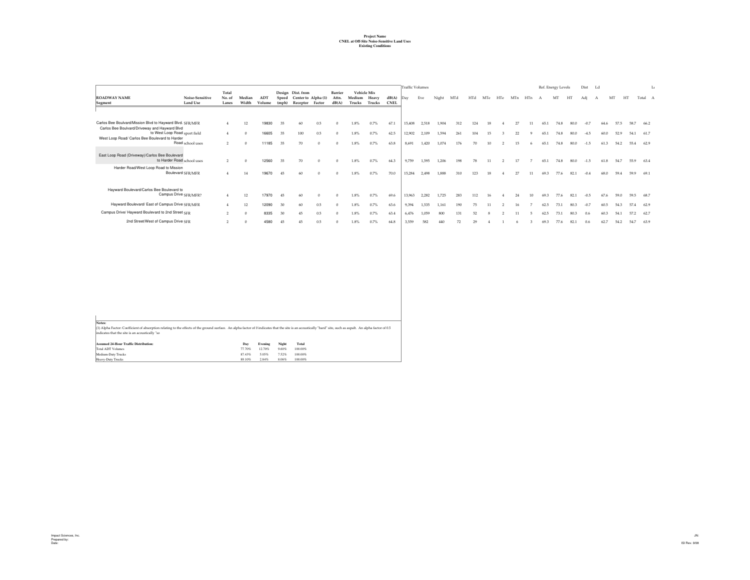**Project Name**
**CNEL at Off-Site Noise-Sensitive Land Uses**
**Existing Conditions**

| ROADWAY NAME Segment | Noise-Sensitive Land Use | Total No. of Lanes | Median Width | ADT Volume | Design Speed (mph) | Dist. from Center to Receptor | Alpha (1) Factor | Barrier Attn. dB(A) | Vehicle Mix Medium Trucks | Vehicle Mix Heavy Trucks | dB(A) CNEL | Traffic Volumes Day | Eve | Night | MTd | HTd | MTe | HTe | MTn | HTn | Ref. Energy Levels A | MT | HT | Dist Adj | Ld A | MT | HT | Total | Le A |
|---|---|---|---|---|---|---|---|---|---|---|---|---|---|---|---|---|---|---|---|---|---|---|---|---|---|---|---|---|---|
| Carlos Bee Boulvard/Mission Blvd to Hayward Blvd. | SFR/MFR | 4 | 12 | 19830 | 35 | 60 | 0.5 | 0 | 1.8% | 0.7% | 67.1 | 15,408 | 2,518 | 1,904 | 312 | 124 | 18 | 4 | 27 | 11 | 65.1 | 74.8 | 80.0 | -0.7 | 64.6 | 57.5 | 58.7 | 66.2 | |
| Carlos Bee Boulvard/Driveway and Hayward Blvd to West Loop Road | sport field | 4 | 0 | 16605 | 35 | 100 | 0.5 | 0 | 1.8% | 0.7% | 62.5 | 12,902 | 2,109 | 1,594 | 261 | 104 | 15 | 3 | 22 | 9 | 65.1 | 74.8 | 80.0 | -4.5 | 60.0 | 52.9 | 54.1 | 61.7 | |
| West Loop Road/ Carlos Bee Boulevard to Harder Road | school uses | 2 | 0 | 11185 | 35 | 70 | 0 | 0 | 1.8% | 0.7% | 63.8 | 8,691 | 1,420 | 1,074 | 176 | 70 | 10 | 2 | 15 | 6 | 65.1 | 74.8 | 80.0 | -1.5 | 61.3 | 54.2 | 55.4 | 62.9 | |
| East Loop Road (Driveway)/Carlos Bee Boulevard to Harder Road | school uses | 2 | 0 | 12560 | 35 | 70 | 0 | 0 | 1.8% | 0.7% | 64.3 | 9,759 | 1,595 | 1,206 | 198 | 78 | 11 | 2 | 17 | 7 | 65.1 | 74.8 | 80.0 | -1.5 | 61.8 | 54.7 | 55.9 | 63.4 | |
| Harder Road/West Loop Road to Mission Boulevard | SFR/MFR | 4 | 14 | 19670 | 45 | 60 | 0 | 0 | 1.8% | 0.7% | 70.0 | 15,284 | 2,498 | 1,888 | 310 | 123 | 18 | 4 | 27 | 11 | 69.3 | 77.6 | 82.1 | -0.4 | 68.0 | 59.4 | 59.9 | 69.1 | |
| Hayward Boulevard/Carlos Bee Boulevard to Campus Drive | SFR/MFR? | 4 | 12 | 17970 | 45 | 60 | 0 | 0 | 1.8% | 0.7% | 69.6 | 13,963 | 2,282 | 1,725 | 283 | 112 | 16 | 4 | 24 | 10 | 69.3 | 77.6 | 82.1 | -0.5 | 67.6 | 59.0 | 59.5 | 68.7 | |
| Hayward Boulevard/ East of Campus Drive | SFR/MFR | 4 | 12 | 12090 | 30 | 60 | 0.5 | 0 | 1.8% | 0.7% | 63.6 | 9,394 | 1,535 | 1,161 | 190 | 75 | 11 | 2 | 16 | 7 | 62.5 | 73.1 | 80.3 | -0.7 | 60.5 | 54.3 | 57.4 | 62.9 | |
| Campus Drive/ Hayward Boulevard to 2nd Street | SFR | 2 | 0 | 8335 | 30 | 45 | 0.5 | 0 | 1.8% | 0.7% | 63.4 | 6,476 | 1,059 | 800 | 131 | 52 | 8 | 2 | 11 | 5 | 62.5 | 73.1 | 80.3 | 0.6 | 60.3 | 54.1 | 57.2 | 62.7 | |
| 2nd Street/West of Campus Drive | SFR | 2 | 0 | 4580 | 45 | 45 | 0.5 | 0 | 1.8% | 0.7% | 64.8 | 3,559 | 582 | 440 | 72 | 29 | 4 | 1 | 6 | 3 | 69.3 | 77.6 | 82.1 | 0.6 | 62.7 | 54.2 | 54.7 | 63.9 | |

**Notes:**

(1) Alpha Factor: Coefficient of absorption relating to the effects of the ground surface. An alpha factor of 0 indicates that the site is an acoustically "hard" site, such as asphalt. An alpha factor of 0.5 indicates that the site is an acoustically "so

| Assumed 24-Hour Traffic Distribution: | Day | Evening | Night | Total |
|---|---|---|---|---|
| Total ADT Volumes | 77.70% | 12.70% | 9.60% | 100.00% |
| Medium-Duty Trucks | 87.43% | 5.05% | 7.52% | 100.00% |
| Heavy-Duty Trucks | 89.10% | 2.84% | 8.06% | 100.00% |

Impact Sciences, Inc.
Prepared by:
Date:

JN:
ISI Rev. 9/08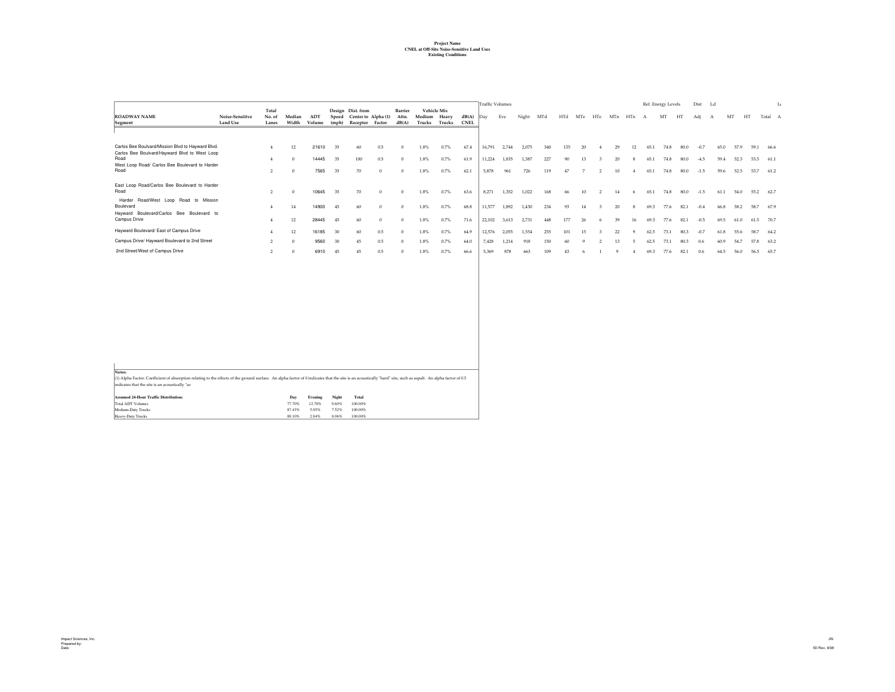**Project Name**
**CNEL at Off-Site Noise-Sensitive Land Uses**
**Existing Conditions**

| ROADWAY NAME Segment | Noise-Sensitive Land Use | Total No. of Lanes | Median Width | ADT Volume | Design Speed (mph) | Dist. from Center to Receptor | Alpha (1) Factor | Barrier Attn. dB(A) | Vehicle Mix Medium Trucks | Vehicle Mix Heavy Trucks | dB(A) CNEL | Traffic Volumes Day | Eve | Night | MTd | HTd | MTe | HTe | MTn | HTn | Ref. Energy Levels A | MT | HT | Dist Adj | Ld A | MT | HT | Total | Le A |
|---|---|---|---|---|---|---|---|---|---|---|---|---|---|---|---|---|---|---|---|---|---|---|---|---|---|---|---|---|---|
| Carlos Bee Boulvard/Mission Blvd to Hayward Blvd. | | 4 | 12 | 21610 | 35 | 60 | 0.5 | 0 | 1.8% | 0.7% | 67.4 | 16,791 | 2,744 | 2,075 | 340 | 135 | 20 | 4 | 29 | 12 | 65.1 | 74.8 | 80.0 | -0.7 | 65.0 | 57.9 | 59.1 | 66.6 | |
| Carlos Bee Boulvard/Hayward Blvd to West Loop Road | | 4 | 0 | 14445 | 35 | 100 | 0.5 | 0 | 1.8% | 0.7% | 61.9 | 11,224 | 1,835 | 1,387 | 227 | 90 | 13 | 3 | 20 | 8 | 65.1 | 74.8 | 80.0 | -4.5 | 59.4 | 52.3 | 53.5 | 61.1 | |
| West Loop Road/ Carlos Bee Boulevard to Harder Road | | 2 | 0 | 7565 | 35 | 70 | 0 | 0 | 1.8% | 0.7% | 62.1 | 5,878 | 961 | 726 | 119 | 47 | 7 | 2 | 10 | 4 | 65.1 | 74.8 | 80.0 | -1.5 | 59.6 | 52.5 | 53.7 | 61.2 | |
| East Loop Road/Carlos Bee Boulevard to Harder Road | | 2 | 0 | 10645 | 35 | 70 | 0 | 0 | 1.8% | 0.7% | 63.6 | 8,271 | 1,352 | 1,022 | 168 | 66 | 10 | 2 | 14 | 6 | 65.1 | 74.8 | 80.0 | -1.5 | 61.1 | 54.0 | 55.2 | 62.7 | |
| Harder Road/West Loop Road to Mission Boulevard | | 4 | 14 | 14900 | 45 | 60 | 0 | 0 | 1.8% | 0.7% | 68.8 | 11,577 | 1,892 | 1,430 | 234 | 93 | 14 | 3 | 20 | 8 | 69.3 | 77.6 | 82.1 | -0.4 | 66.8 | 58.2 | 58.7 | 67.9 | |
| Hayward Boulevard/Carlos Bee Boulevard to Campus Drive | | 4 | 12 | 28445 | 45 | 60 | 0 | 0 | 1.8% | 0.7% | 71.6 | 22,102 | 3,613 | 2,731 | 448 | 177 | 26 | 6 | 39 | 16 | 69.3 | 77.6 | 82.1 | -0.5 | 69.5 | 61.0 | 61.5 | 70.7 | |
| Hayward Boulevard/ East of Campus Drive | | 4 | 12 | 16185 | 30 | 60 | 0.5 | 0 | 1.8% | 0.7% | 64.9 | 12,576 | 2,055 | 1,554 | 255 | 101 | 15 | 3 | 22 | 9 | 62.5 | 73.1 | 80.3 | -0.7 | 61.8 | 55.6 | 58.7 | 64.2 | |
| Campus Drive/ Hayward Boulevard to 2nd Street | | 2 | 0 | 9560 | 30 | 45 | 0.5 | 0 | 1.8% | 0.7% | 64.0 | 7,428 | 1,214 | 918 | 150 | 60 | 9 | 2 | 13 | 5 | 62.5 | 73.1 | 80.3 | 0.6 | 60.9 | 54.7 | 57.8 | 63.2 | |
| 2nd Street/West of Campus Drive | | 2 | 0 | 6910 | 45 | 45 | 0.5 | 0 | 1.8% | 0.7% | 66.6 | 5,369 | 878 | 663 | 109 | 43 | 6 | 1 | 9 | 4 | 69.3 | 77.6 | 82.1 | 0.6 | 64.5 | 56.0 | 56.5 | 65.7 | |

**Notes:**

(1) Alpha Factor: Coefficient of absorption relating to the effects of the ground surface. An alpha factor of 0 indicates that the site is an acoustically "hard" site, such as asphalt. An alpha factor of 0.5 indicates that the site is an acoustically "so

| Assumed 24-Hour Traffic Distribution: | Day | Evening | Night | Total |
|---|---|---|---|---|
| Total ADT Volumes | 77.70% | 12.70% | 9.60% | 100.00% |
| Medium-Duty Trucks | 87.43% | 5.05% | 7.52% | 100.00% |
| Heavy-Duty Trucks | 89.10% | 2.84% | 8.06% | 100.00% |

Impact Sciences, Inc.
Prepared by:
Date:

JN:
ISI Rev. 9/08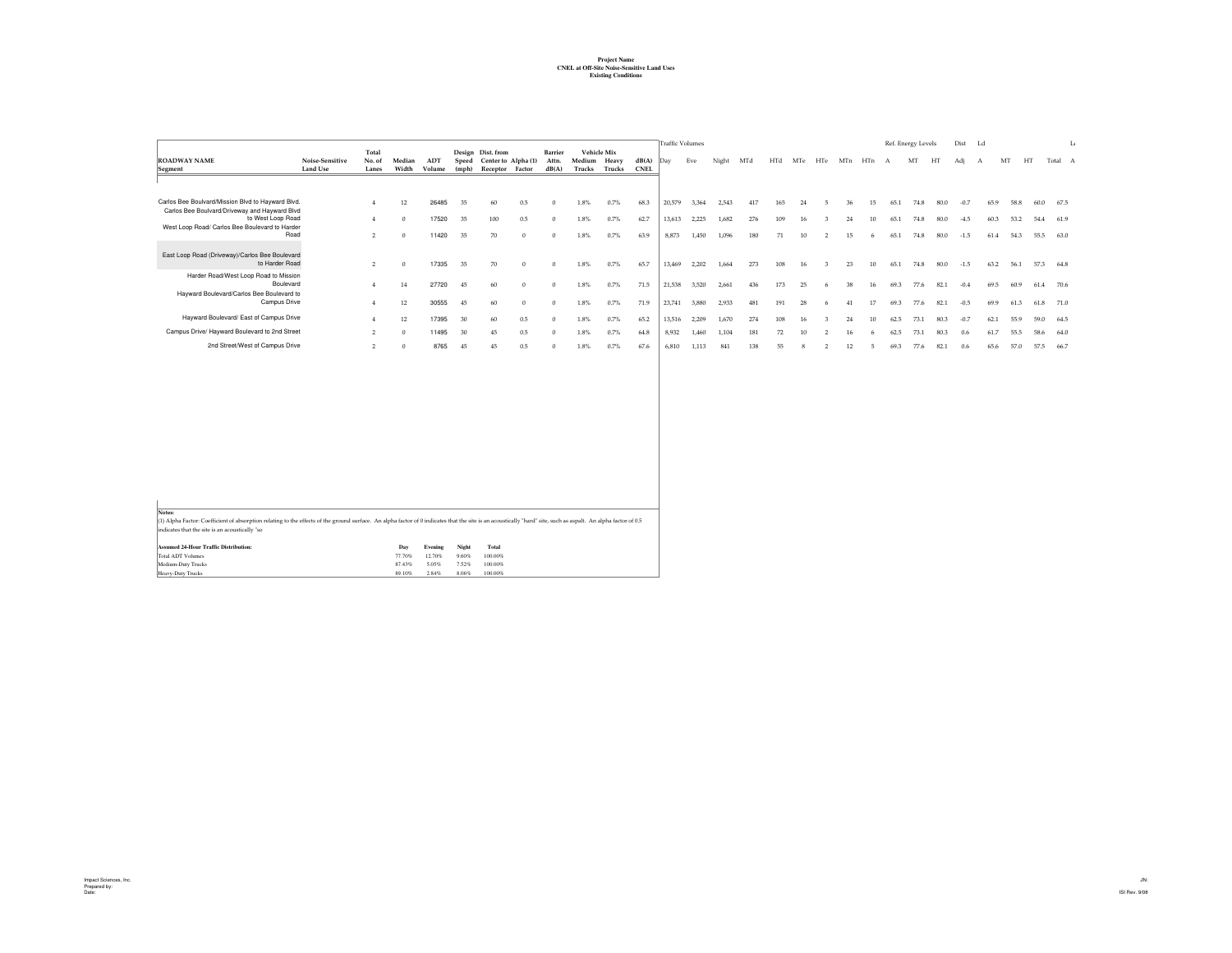**Project Name**
**CNEL at Off-Site Noise-Sensitive Land Uses**
**Existing Conditions**

| ROADWAY NAME Segment | Noise-Sensitive Land Use | Total No. of Lanes | Median Width | ADT Volume | Design Speed (mph) | Dist. from Center to Receptor | Alpha (1) Factor | Barrier Attn. dB(A) | Vehicle Mix Medium Trucks | Vehicle Mix Heavy Trucks | dB(A) CNEL | Traffic Volumes Day | Eve | Night | MTd | HTd | MTe | HTe | MTn | HTn | Ref. Energy Levels A | MT | HT | Dist Adj | Ld A | MT | HT | Total | L A |
|---|---|---|---|---|---|---|---|---|---|---|---|---|---|---|---|---|---|---|---|---|---|---|---|---|---|---|---|---|---|
| Carlos Bee Boulvard/Mission Blvd to Hayward Blvd. | | 4 | 12 | 26485 | 35 | 60 | 0.5 | 0 | 1.8% | 0.7% | 68.3 | 20,579 | 3,364 | 2,543 | 417 | 165 | 24 | 5 | 36 | 15 | 65.1 | 74.8 | 80.0 | -0.7 | 65.9 | 58.8 | 60.0 | 67.5 | |
| Carlos Bee Boulvard/Driveway and Hayward Blvd to West Loop Road | | 4 | 0 | 17520 | 35 | 100 | 0.5 | 0 | 1.8% | 0.7% | 62.7 | 13,613 | 2,225 | 1,682 | 276 | 109 | 16 | 3 | 24 | 10 | 65.1 | 74.8 | 80.0 | -4.5 | 60.3 | 53.2 | 54.4 | 61.9 | |
| West Loop Road/ Carlos Bee Boulevard to Harder Road | | 2 | 0 | 11420 | 35 | 70 | 0 | 0 | 1.8% | 0.7% | 63.9 | 8,873 | 1,450 | 1,096 | 180 | 71 | 10 | 2 | 15 | 6 | 65.1 | 74.8 | 80.0 | -1.5 | 61.4 | 54.3 | 55.5 | 63.0 | |
| East Loop Road (Driveway)/Carlos Bee Boulevard to Harder Road | | 2 | 0 | 17335 | 35 | 70 | 0 | 0 | 1.8% | 0.7% | 65.7 | 13,469 | 2,202 | 1,664 | 273 | 108 | 16 | 3 | 23 | 10 | 65.1 | 74.8 | 80.0 | -1.5 | 63.2 | 56.1 | 57.3 | 64.8 | |
| Harder Road/West Loop Road to Mission Boulevard | | 4 | 14 | 27720 | 45 | 60 | 0 | 0 | 1.8% | 0.7% | 71.5 | 21,538 | 3,520 | 2,661 | 436 | 173 | 25 | 6 | 38 | 16 | 69.3 | 77.6 | 82.1 | -0.4 | 69.5 | 60.9 | 61.4 | 70.6 | |
| Hayward Boulevard/Carlos Bee Boulevard to Campus Drive | | 4 | 12 | 30555 | 45 | 60 | 0 | 0 | 1.8% | 0.7% | 71.9 | 23,741 | 3,880 | 2,933 | 481 | 191 | 28 | 6 | 41 | 17 | 69.3 | 77.6 | 82.1 | -0.5 | 69.9 | 61.3 | 61.8 | 71.0 | |
| Hayward Boulevard/ East of Campus Drive | | 4 | 12 | 17395 | 30 | 60 | 0.5 | 0 | 1.8% | 0.7% | 65.2 | 13,516 | 2,209 | 1,670 | 274 | 108 | 16 | 3 | 24 | 10 | 62.5 | 73.1 | 80.3 | -0.7 | 62.1 | 55.9 | 59.0 | 64.5 | |
| Campus Drive/ Hayward Boulevard to 2nd Street | | 2 | 0 | 11495 | 30 | 45 | 0.5 | 0 | 1.8% | 0.7% | 64.8 | 8,932 | 1,460 | 1,104 | 181 | 72 | 10 | 2 | 16 | 6 | 62.5 | 73.1 | 80.3 | 0.6 | 61.7 | 55.5 | 58.6 | 64.0 | |
| 2nd Street/West of Campus Drive | | 2 | 0 | 8765 | 45 | 45 | 0.5 | 0 | 1.8% | 0.7% | 67.6 | 6,810 | 1,113 | 841 | 138 | 55 | 8 | 2 | 12 | 5 | 69.3 | 77.6 | 82.1 | 0.6 | 65.6 | 57.0 | 57.5 | 66.7 | |

**Notes:**
(1) Alpha Factor: Coefficient of absorption relating to the effects of the ground surface. An alpha factor of 0 indicates that the site is an acoustically "hard" site, such as asphalt. An alpha factor of 0.5 indicates that the site is an acoustically "so

| Assumed 24-Hour Traffic Distribution: | Day | Evening | Night | Total |
|---|---|---|---|---|
| Total ADT Volumes | 77.70% | 12.70% | 9.60% | 100.00% |
| Medium-Duty Trucks | 87.43% | 5.05% | 7.52% | 100.00% |
| Heavy-Duty Trucks | 89.10% | 2.84% | 8.06% | 100.00% |

Impact Sciences, Inc.
Prepared by:
Date:

JN:
ISI Rev. 9/08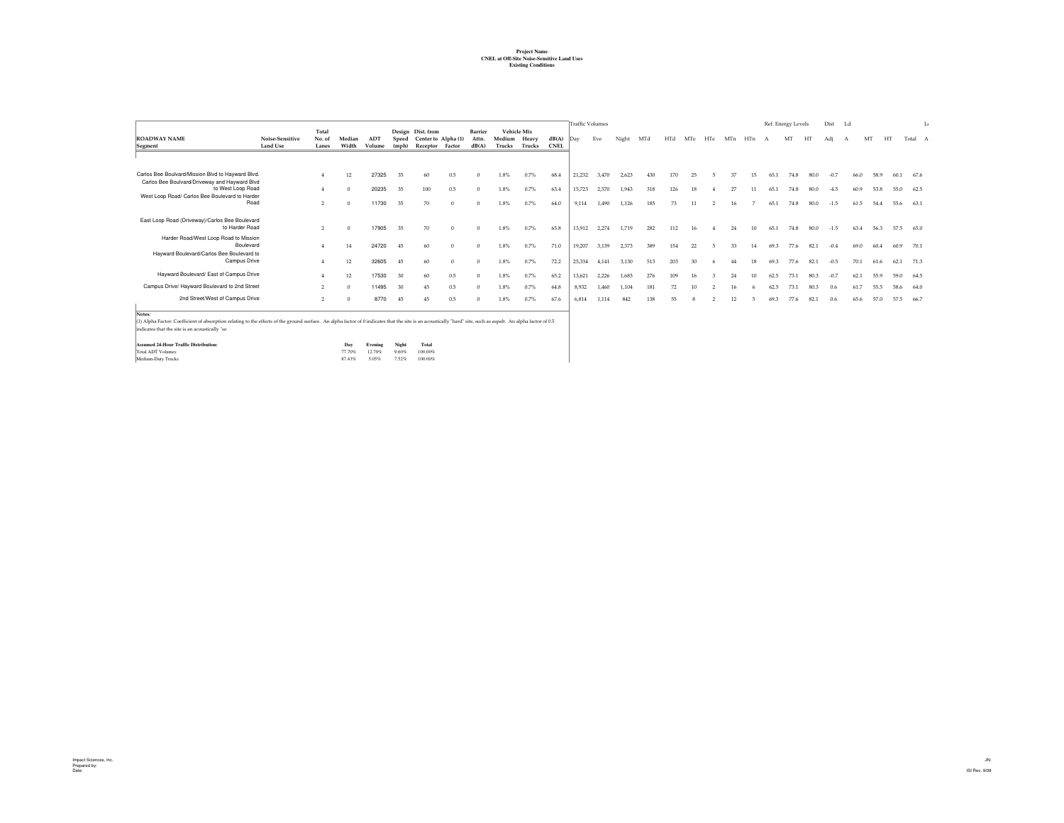**Project Name**
**CNEL at Off-Site Noise-Sensitive Land Uses**
**Existing Conditions**

| ROADWAY NAME Segment | Noise-Sensitive Land Use | Total No. of Lanes | Median Width | ADT Volume | Design Speed (mph) | Dist. from Center to Receptor | Alpha (1) Factor | Barrier Attn. dB(A) | Vehicle Mix Medium Trucks | Heavy Trucks | dB(A) CNEL | Traffic Volumes Day | Eve | Night | MTd | HTd | MTe | HTe | MTn | HTn | Ref. Energy Levels A | MT | HT | Dist Adj | Ld A | MT | HT | Total | Le A |
|---|---|---|---|---|---|---|---|---|---|---|---|---|---|---|---|---|---|---|---|---|---|---|---|---|---|---|---|---|---|
| Carlos Bee Boulvard/Mission Blvd to Hayward Blvd. | | 4 | 12 | 27325 | 35 | 60 | 0.5 | 0 | 1.8% | 0.7% | 68.4 | 21,232 | 3,470 | 2,623 | 430 | 170 | 25 | 5 | 37 | 15 | 65.1 | 74.8 | 80.0 | -0.7 | 66.0 | 58.9 | 60.1 | 67.6 | |
| Carlos Bee Boulvard/Driveway and Hayward Blvd to West Loop Road | | 4 | 0 | 20235 | 35 | 100 | 0.5 | 0 | 1.8% | 0.7% | 63.4 | 15,723 | 2,570 | 1,943 | 318 | 126 | 18 | 4 | 27 | 11 | 65.1 | 74.8 | 80.0 | -4.5 | 60.9 | 53.8 | 55.0 | 62.5 | |
| West Loop Road/ Carlos Bee Boulevard to Harder Road | | 2 | 0 | 11730 | 35 | 70 | 0 | 0 | 1.8% | 0.7% | 64.0 | 9,114 | 1,490 | 1,126 | 185 | 73 | 11 | 2 | 16 | 7 | 65.1 | 74.8 | 80.0 | -1.5 | 61.5 | 54.4 | 55.6 | 63.1 | |
| East Loop Road (Driveway)/Carlos Bee Boulevard to Harder Road | | 2 | 0 | 17905 | 35 | 70 | 0 | 0 | 1.8% | 0.7% | 65.8 | 13,912 | 2,274 | 1,719 | 282 | 112 | 16 | 4 | 24 | 10 | 65.1 | 74.8 | 80.0 | -1.5 | 63.4 | 56.3 | 57.5 | 65.0 | |
| Harder Road/West Loop Road to Mission Boulevard | | 4 | 14 | 24720 | 45 | 60 | 0 | 0 | 1.8% | 0.7% | 71.0 | 19,207 | 3,139 | 2,373 | 389 | 154 | 22 | 5 | 33 | 14 | 69.3 | 77.6 | 82.1 | -0.4 | 69.0 | 60.4 | 60.9 | 70.1 | |
| Hayward Boulevard/Carlos Bee Boulevard to Campus Drive | | 4 | 12 | 32605 | 45 | 60 | 0 | 0 | 1.8% | 0.7% | 72.2 | 25,334 | 4,141 | 3,130 | 513 | 203 | 30 | 6 | 44 | 18 | 69.3 | 77.6 | 82.1 | -0.5 | 70.1 | 61.6 | 62.1 | 71.3 | |
| Hayward Boulevard/ East of Campus Drive | | 4 | 12 | 17530 | 30 | 60 | 0.5 | 0 | 1.8% | 0.7% | 65.2 | 13,621 | 2,226 | 1,683 | 276 | 109 | 16 | 3 | 24 | 10 | 62.5 | 73.1 | 80.3 | -0.7 | 62.1 | 55.9 | 59.0 | 64.5 | |
| Campus Drive/ Hayward Boulevard to 2nd Street | | 2 | 0 | 11495 | 30 | 45 | 0.5 | 0 | 1.8% | 0.7% | 64.8 | 8,932 | 1,460 | 1,104 | 181 | 72 | 10 | 2 | 16 | 6 | 62.5 | 73.1 | 80.3 | 0.6 | 61.7 | 55.5 | 58.6 | 64.0 | |
| 2nd Street/West of Campus Drive | | 2 | 0 | 8770 | 45 | 45 | 0.5 | 0 | 1.8% | 0.7% | 67.6 | 6,814 | 1,114 | 842 | 138 | 55 | 8 | 2 | 12 | 5 | 69.3 | 77.6 | 82.1 | 0.6 | 65.6 | 57.0 | 57.5 | 66.7 | |

**Notes:**

(1) Alpha Factor: Coefficient of absorption relating to the effects of the ground surface. An alpha factor of 0 indicates that the site is an acoustically "hard" site, such as aspalt. An alpha factor of 0.5 indicates that the site is an acoustically "so

| Assumed 24-Hour Traffic Distribution: | Day | Evening | Night | Total |
|---|---|---|---|---|
| Total ADT Volumes | 77.70% | 12.70% | 9.60% | 100.00% |
| Medium-Duty Trucks | 87.43% | 5.05% | 7.52% | 100.00% |

Impact Sciences, Inc.
Prepared by:
Date:

JN:
ISI Rev. 9/08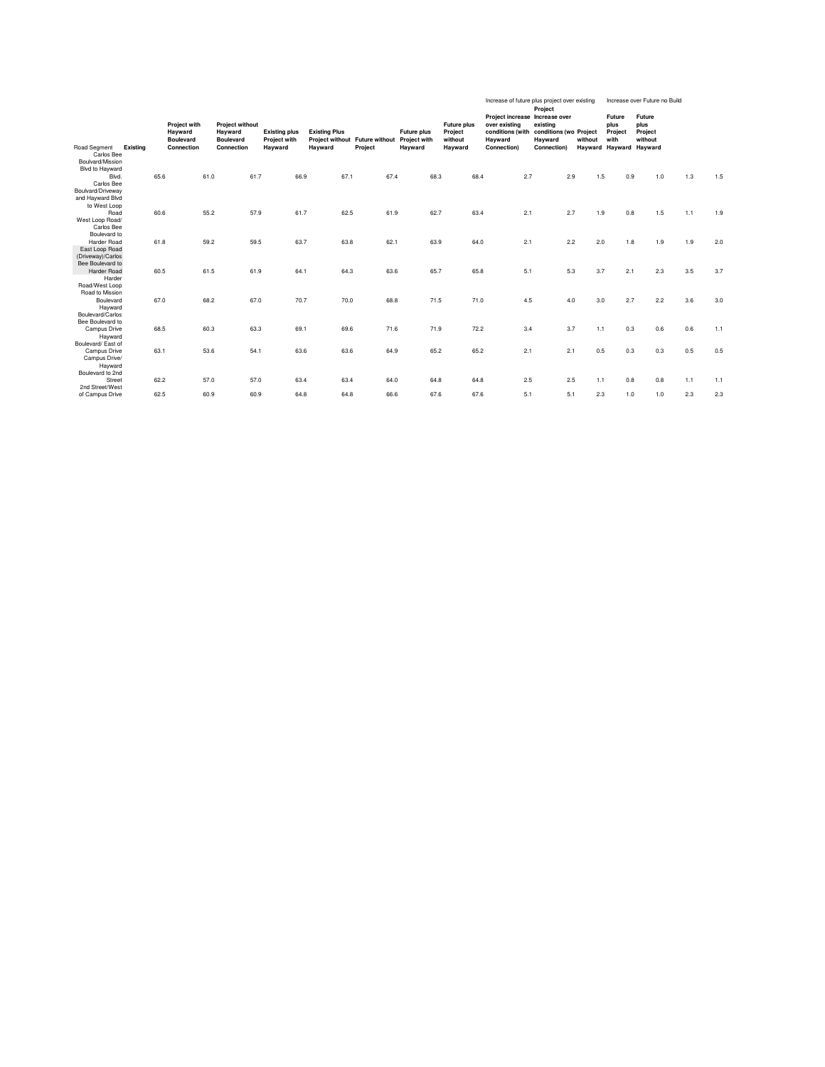| | | | | | | | | | Increase of future plus project over existing | | | Increase over Future no Build | | | |
|---|---|---|---|---|---|---|---|---|---|---|---|---|---|---|---|
| Road Segment | Existing | Project with Hayward Boulevard Connection | Project without Hayward Boulevard Connection | Existing plus Project with Hayward | Existing Plus Project without Hayward | Future without Project | Future plus Project with Hayward | Future plus Project without Hayward | Project increase over existing conditions (with Hayward Connection) | Project Increase over existing conditions (wo Hayward Connection) | Project without Hayward | Future plus Project with Hayward | Future plus Project without Hayward | | |
| Carlos Bee Boulvard/Mission Blvd to Hayward Blvd. | 65.6 | 61.0 | 61.7 | 66.9 | 67.1 | 67.4 | 68.3 | 68.4 | 2.7 | 2.9 | 1.5 | 0.9 | 1.0 | 1.3 | 1.5 |
| Carlos Bee Boulvard/Driveway and Hayward Blvd to West Loop Road | 60.6 | 55.2 | 57.9 | 61.7 | 62.5 | 61.9 | 62.7 | 63.4 | 2.1 | 2.7 | 1.9 | 0.8 | 1.5 | 1.1 | 1.9 |
| West Loop Road/ Carlos Bee Boulevard to Harder Road | 61.8 | 59.2 | 59.5 | 63.7 | 63.8 | 62.1 | 63.9 | 64.0 | 2.1 | 2.2 | 2.0 | 1.8 | 1.9 | 1.9 | 2.0 |
| East Loop Road (Driveway)/Carlos Bee Boulevard to Harder Road | 60.5 | 61.5 | 61.9 | 64.1 | 64.3 | 63.6 | 65.7 | 65.8 | 5.1 | 5.3 | 3.7 | 2.1 | 2.3 | 3.5 | 3.7 |
| Harder Road/West Loop Road to Mission Boulevard | 67.0 | 68.2 | 67.0 | 70.7 | 70.0 | 68.8 | 71.5 | 71.0 | 4.5 | 4.0 | 3.0 | 2.7 | 2.2 | 3.6 | 3.0 |
| Hayward Boulevard/Carlos Bee Boulevard to Campus Drive | 68.5 | 60.3 | 63.3 | 69.1 | 69.6 | 71.6 | 71.9 | 72.2 | 3.4 | 3.7 | 1.1 | 0.3 | 0.6 | 0.6 | 1.1 |
| Hayward Boulevard/ East of Campus Drive | 63.1 | 53.6 | 54.1 | 63.6 | 63.6 | 64.9 | 65.2 | 65.2 | 2.1 | 2.1 | 0.5 | 0.3 | 0.3 | 0.5 | 0.5 |
| Campus Drive/ Hayward Boulevard to 2nd Street | 62.2 | 57.0 | 57.0 | 63.4 | 63.4 | 64.0 | 64.8 | 64.8 | 2.5 | 2.5 | 1.1 | 0.8 | 0.8 | 1.1 | 1.1 |
| 2nd Street/West of Campus Drive | 62.5 | 60.9 | 60.9 | 64.8 | 64.8 | 66.6 | 67.6 | 67.6 | 5.1 | 5.1 | 2.3 | 1.0 | 1.0 | 2.3 | 2.3 |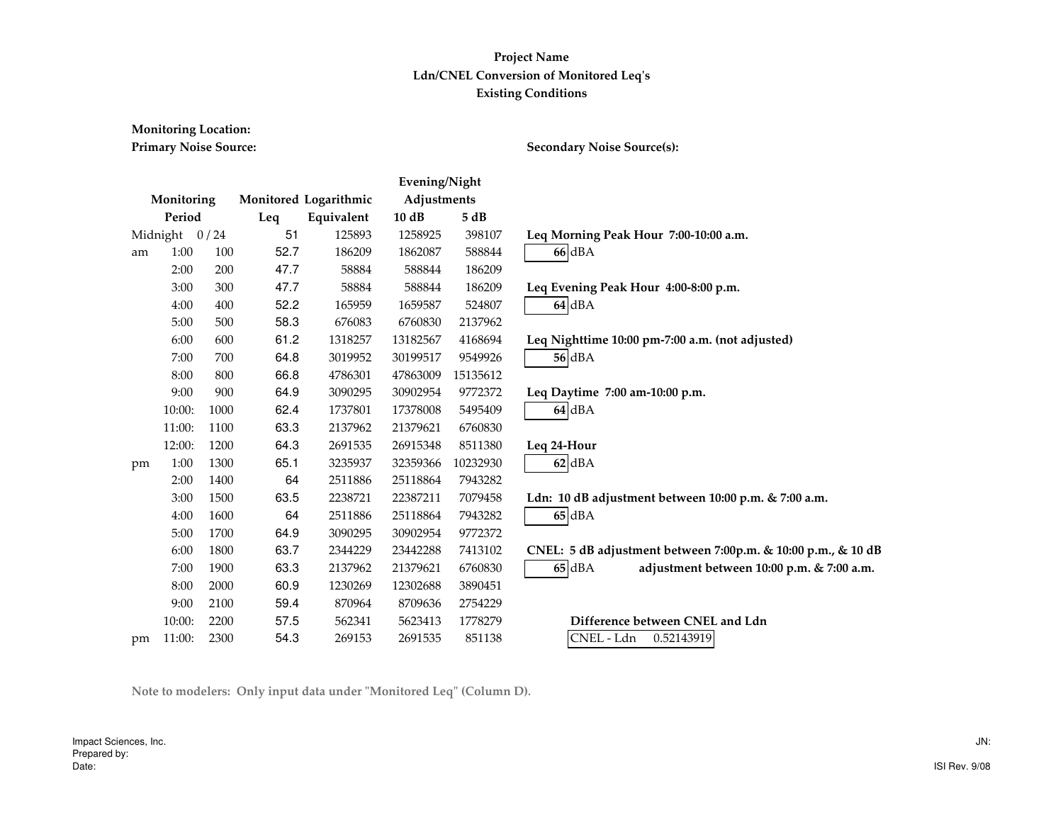**Project Name**
**Ldn/CNEL Conversion of Monitored Leq's**
**Existing Conditions**

**Monitoring Location:**
**Primary Noise Source:**

**Secondary Noise Source(s):**

| Monitoring Period | | | Monitored Leq | Logarithmic Equivalent | Evening/Night Adjustments 10 dB | 5 dB |
|---|---|---|---|---|---|---|
| Midnight | | 0 / 24 | 51 | 125893 | 1258925 | 398107 |
| am | 1:00 | 100 | 52.7 | 186209 | 1862087 | 588844 |
| | 2:00 | 200 | 47.7 | 58884 | 588844 | 186209 |
| | 3:00 | 300 | 47.7 | 58884 | 588844 | 186209 |
| | 4:00 | 400 | 52.2 | 165959 | 1659587 | 524807 |
| | 5:00 | 500 | 58.3 | 676083 | 6760830 | 2137962 |
| | 6:00 | 600 | 61.2 | 1318257 | 13182567 | 4168694 |
| | 7:00 | 700 | 64.8 | 3019952 | 30199517 | 9549926 |
| | 8:00 | 800 | 66.8 | 4786301 | 47863009 | 15135612 |
| | 9:00 | 900 | 64.9 | 3090295 | 30902954 | 9772372 |
| | 10:00: | 1000 | 62.4 | 1737801 | 17378008 | 5495409 |
| | 11:00: | 1100 | 63.3 | 2137962 | 21379621 | 6760830 |
| | 12:00: | 1200 | 64.3 | 2691535 | 26915348 | 8511380 |
| pm | 1:00 | 1300 | 65.1 | 3235937 | 32359366 | 10232930 |
| | 2:00 | 1400 | 64 | 2511886 | 25118864 | 7943282 |
| | 3:00 | 1500 | 63.5 | 2238721 | 22387211 | 7079458 |
| | 4:00 | 1600 | 64 | 2511886 | 25118864 | 7943282 |
| | 5:00 | 1700 | 64.9 | 3090295 | 30902954 | 9772372 |
| | 6:00 | 1800 | 63.7 | 2344229 | 23442288 | 7413102 |
| | 7:00 | 1900 | 63.3 | 2137962 | 21379621 | 6760830 |
| | 8:00 | 2000 | 60.9 | 1230269 | 12302688 | 3890451 |
| | 9:00 | 2100 | 59.4 | 870964 | 8709636 | 2754229 |
| | 10:00: | 2200 | 57.5 | 562341 | 5623413 | 1778279 |
| pm | 11:00: | 2300 | 54.3 | 269153 | 2691535 | 851138 |

**Leq Morning Peak Hour 7:00-10:00 a.m.**
66 dBA

**Leq Evening Peak Hour 4:00-8:00 p.m.**
64 dBA

**Leq Nighttime 10:00 pm-7:00 a.m. (not adjusted)**
56 dBA

**Leq Daytime 7:00 am-10:00 p.m.**
64 dBA

**Leq 24-Hour**
62 dBA

**Ldn: 10 dB adjustment between 10:00 p.m. & 7:00 a.m.**
65 dBA

**CNEL: 5 dB adjustment between 7:00p.m. & 10:00 p.m., & 10 dB adjustment between 10:00 p.m. & 7:00 a.m.**
65 dBA

**Difference between CNEL and Ldn**
CNEL - Ldn 0.52143919

**Note to modelers: Only input data under "Monitored Leq" (Column D).**

Impact Sciences, Inc.
Prepared by:
Date:

JN:
ISI Rev. 9/08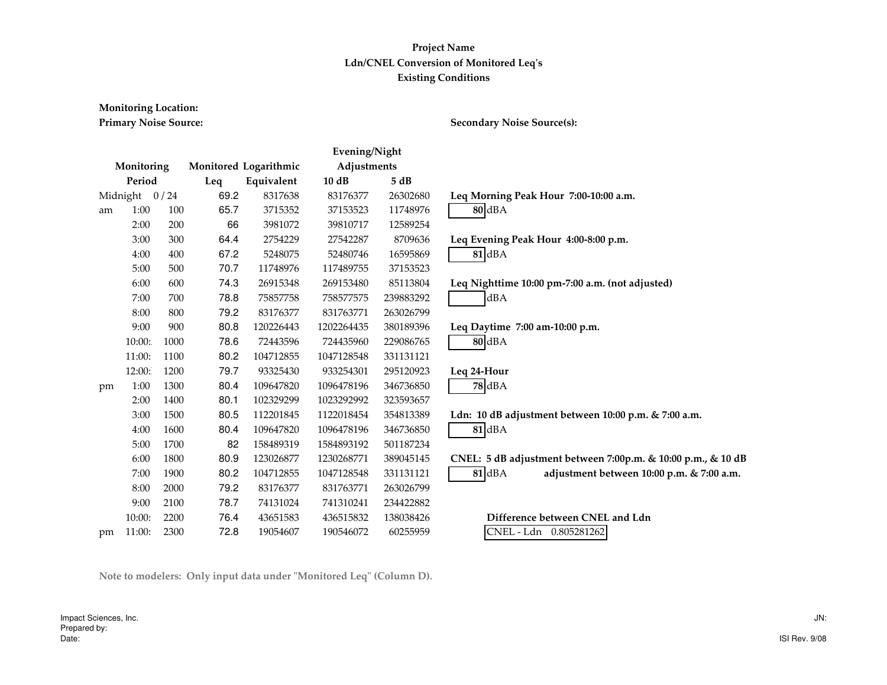**Project Name**
**Ldn/CNEL Conversion of Monitored Leq's**
**Existing Conditions**

**Monitoring Location:**

**Primary Noise Source:**

**Secondary Noise Source(s):**

| Monitoring Period | | | Monitored Leq | Logarithmic Equivalent | Evening/Night Adjustments 10 dB | 5 dB |
|---|---|---|---|---|---|---|
| Midnight | | 0 / 24 | 69.2 | 8317638 | 83176377 | 26302680 |
| am | 1:00 | 100 | 65.7 | 3715352 | 37153523 | 11748976 |
| | 2:00 | 200 | 66 | 3981072 | 39810717 | 12589254 |
| | 3:00 | 300 | 64.4 | 2754229 | 27542287 | 8709636 |
| | 4:00 | 400 | 67.2 | 5248075 | 52480746 | 16595869 |
| | 5:00 | 500 | 70.7 | 11748976 | 117489755 | 37153523 |
| | 6:00 | 600 | 74.3 | 26915348 | 269153480 | 85113804 |
| | 7:00 | 700 | 78.8 | 75857758 | 758577575 | 239883292 |
| | 8:00 | 800 | 79.2 | 83176377 | 831763771 | 263026799 |
| | 9:00 | 900 | 80.8 | 120226443 | 1202264435 | 380189396 |
| | 10:00:. | 1000 | 78.6 | 72443596 | 724435960 | 229086765 |
| | 11:00: | 1100 | 80.2 | 104712855 | 1047128548 | 331131121 |
| | 12:00: | 1200 | 79.7 | 93325430 | 933254301 | 295120923 |
| pm | 1:00 | 1300 | 80.4 | 109647820 | 1096478196 | 346736850 |
| | 2:00 | 1400 | 80.1 | 102329299 | 1023292992 | 323593657 |
| | 3:00 | 1500 | 80.5 | 112201845 | 1122018454 | 354813389 |
| | 4:00 | 1600 | 80.4 | 109647820 | 1096478196 | 346736850 |
| | 5:00 | 1700 | 82 | 158489319 | 1584893192 | 501187234 |
| | 6:00 | 1800 | 80.9 | 123026877 | 1230268771 | 389045145 |
| | 7:00 | 1900 | 80.2 | 104712855 | 1047128548 | 331131121 |
| | 8:00 | 2000 | 79.2 | 83176377 | 831763771 | 263026799 |
| | 9:00 | 2100 | 78.7 | 74131024 | 741310241 | 234422882 |
| | 10:00: | 2200 | 76.4 | 43651583 | 436515832 | 138038426 |
| pm | 11:00: | 2300 | 72.8 | 19054607 | 190546072 | 60255959 |

**Leq Morning Peak Hour 7:00-10:00 a.m.**
80 dBA

**Leq Evening Peak Hour 4:00-8:00 p.m.**
81 dBA

**Leq Nighttime 10:00 pm-7:00 a.m. (not adjusted)**
dBA

**Leq Daytime 7:00 am-10:00 p.m.**
80 dBA

**Leq 24-Hour**
78 dBA

**Ldn: 10 dB adjustment between 10:00 p.m. & 7:00 a.m.**
81 dBA

**CNEL: 5 dB adjustment between 7:00p.m. & 10:00 p.m., & 10 dB adjustment between 10:00 p.m. & 7:00 a.m.**
81 dBA

**Difference between CNEL and Ldn**
CNEL - Ldn 0.805281262

**Note to modelers: Only input data under "Monitored Leq" (Column D).**

Impact Sciences, Inc.
Prepared by:
Date:

JN:

ISI Rev. 9/08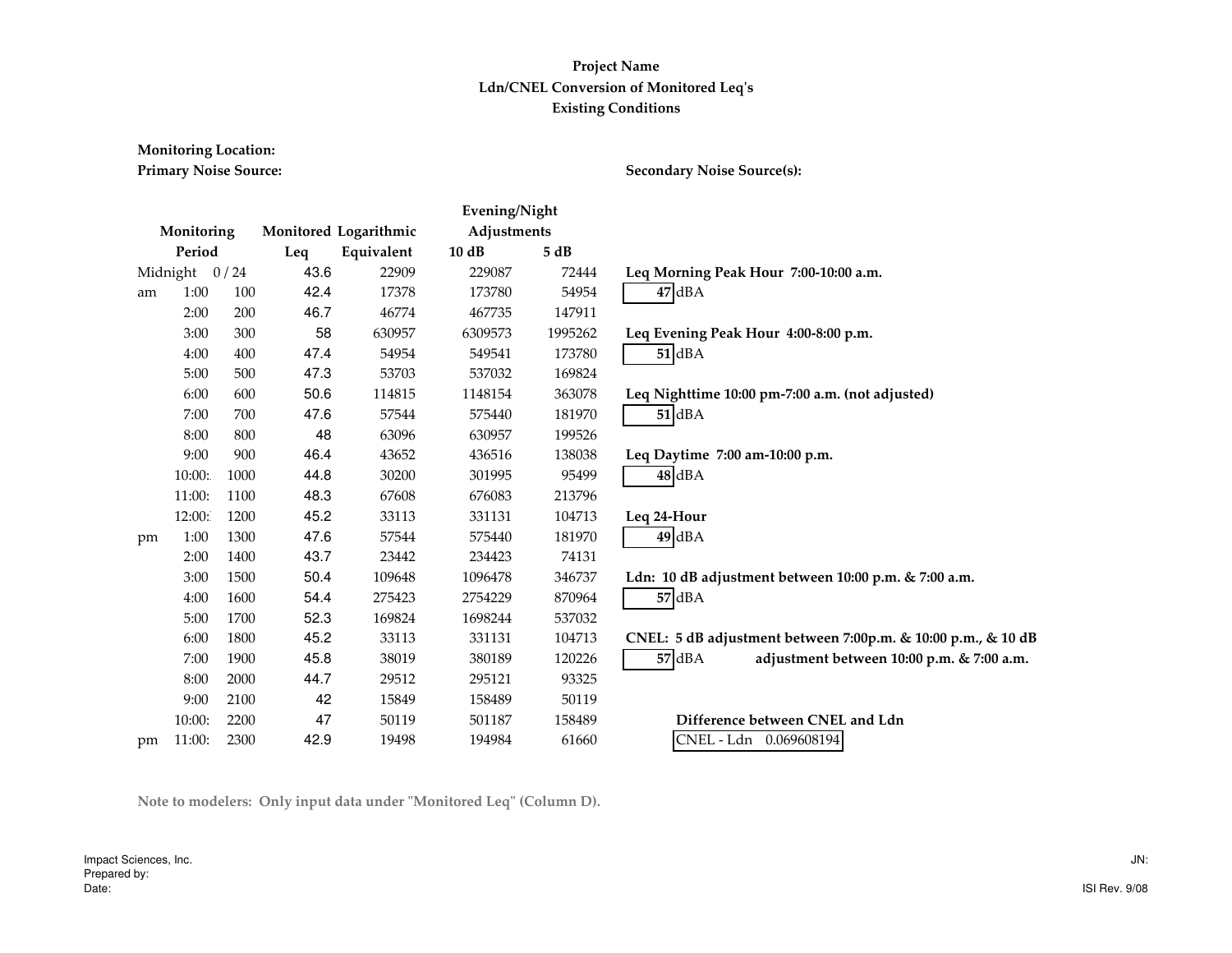**Project Name**
**Ldn/CNEL Conversion of Monitored Leq's**
**Existing Conditions**

**Monitoring Location:**
**Primary Noise Source:** **Secondary Noise Source(s):**

| Monitoring Period | | | Monitored Leq | Logarithmic Equivalent | Evening/Night Adjustments 10 dB | 5 dB |
|---|---|---|---|---|---|---|
| Midnight | | 0 / 24 | 43.6 | 22909 | 229087 | 72444 |
| am | 1:00 | 100 | 42.4 | 17378 | 173780 | 54954 |
| | 2:00 | 200 | 46.7 | 46774 | 467735 | 147911 |
| | 3:00 | 300 | 58 | 630957 | 6309573 | 1995262 |
| | 4:00 | 400 | 47.4 | 54954 | 549541 | 173780 |
| | 5:00 | 500 | 47.3 | 53703 | 537032 | 169824 |
| | 6:00 | 600 | 50.6 | 114815 | 1148154 | 363078 |
| | 7:00 | 700 | 47.6 | 57544 | 575440 | 181970 |
| | 8:00 | 800 | 48 | 63096 | 630957 | 199526 |
| | 9:00 | 900 | 46.4 | 43652 | 436516 | 138038 |
| | 10:00:. | 1000 | 44.8 | 30200 | 301995 | 95499 |
| | 11:00: | 1100 | 48.3 | 67608 | 676083 | 213796 |
| | 12:00: | 1200 | 45.2 | 33113 | 331131 | 104713 |
| pm | 1:00 | 1300 | 47.6 | 57544 | 575440 | 181970 |
| | 2:00 | 1400 | 43.7 | 23442 | 234423 | 74131 |
| | 3:00 | 1500 | 50.4 | 109648 | 1096478 | 346737 |
| | 4:00 | 1600 | 54.4 | 275423 | 2754229 | 870964 |
| | 5:00 | 1700 | 52.3 | 169824 | 1698244 | 537032 |
| | 6:00 | 1800 | 45.2 | 33113 | 331131 | 104713 |
| | 7:00 | 1900 | 45.8 | 38019 | 380189 | 120226 |
| | 8:00 | 2000 | 44.7 | 29512 | 295121 | 93325 |
| | 9:00 | 2100 | 42 | 15849 | 158489 | 50119 |
| | 10:00: | 2200 | 47 | 50119 | 501187 | 158489 |
| pm | 11:00: | 2300 | 42.9 | 19498 | 194984 | 61660 |

**Leq Morning Peak Hour 7:00-10:00 a.m.**
**47** dBA

**Leq Evening Peak Hour 4:00-8:00 p.m.**
**51** dBA

**Leq Nighttime 10:00 pm-7:00 a.m. (not adjusted)**
**51** dBA

**Leq Daytime 7:00 am-10:00 p.m.**
**48** dBA

**Leq 24-Hour**
**49** dBA

**Ldn: 10 dB adjustment between 10:00 p.m. & 7:00 a.m.**
**57** dBA

**CNEL: 5 dB adjustment between 7:00p.m. & 10:00 p.m., & 10 dB adjustment between 10:00 p.m. & 7:00 a.m.**
**57** dBA

**Difference between CNEL and Ldn**
CNEL - Ldn 0.069608194

**Note to modelers: Only input data under "Monitored Leq" (Column D).**

Impact Sciences, Inc.
Prepared by:
Date:

JN:
ISI Rev. 9/08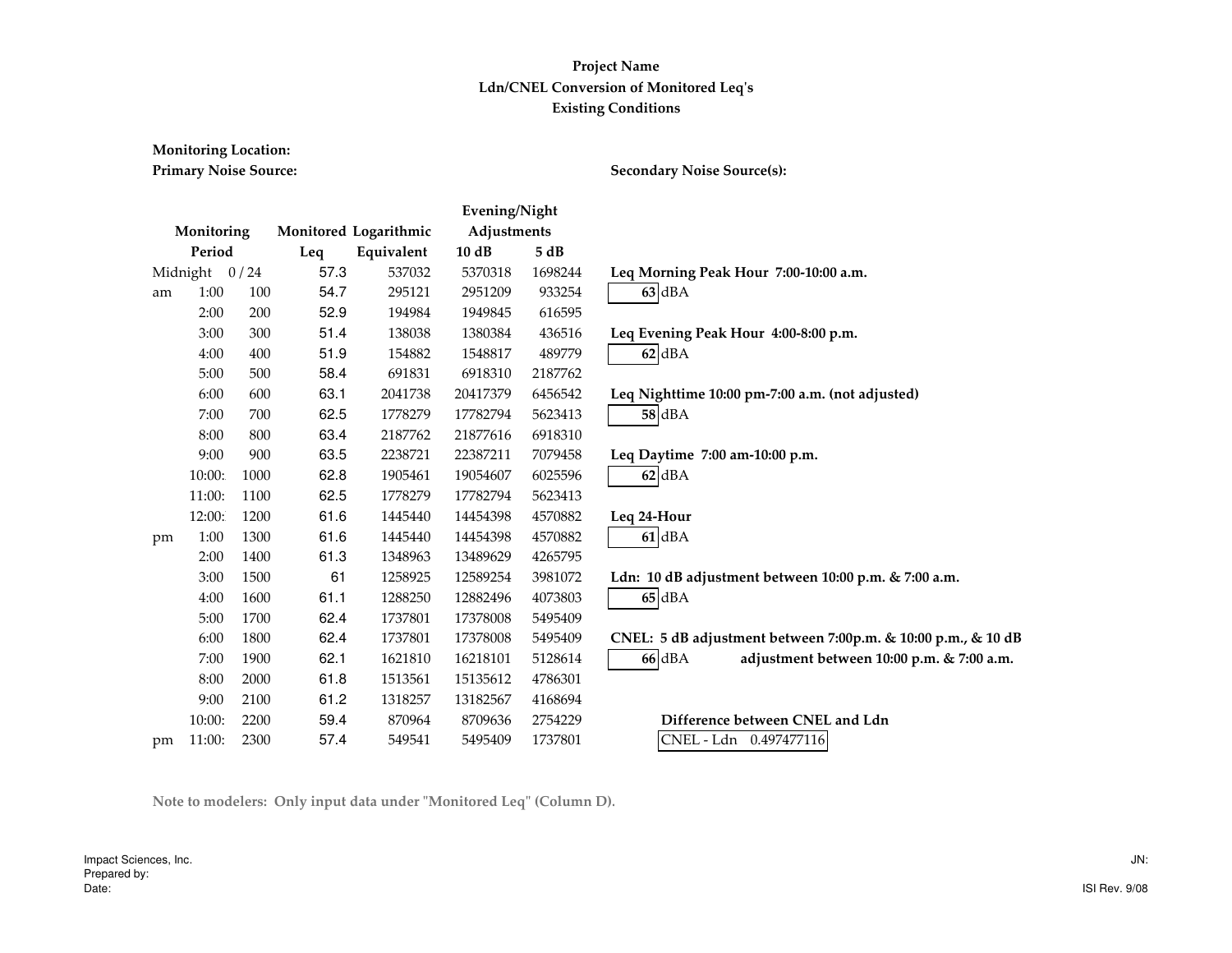**Project Name**
**Ldn/CNEL Conversion of Monitored Leq's**
**Existing Conditions**

**Monitoring Location:**
**Primary Noise Source:**

**Secondary Noise Source(s):**

| Monitoring Period | | | Monitored Leq | Logarithmic Equivalent | Evening/Night Adjustments 10 dB | 5 dB |
|---|---|---|---|---|---|---|
| Midnight | | 0 / 24 | 57.3 | 537032 | 5370318 | 1698244 |
| am | 1:00 | 100 | 54.7 | 295121 | 2951209 | 933254 |
| | 2:00 | 200 | 52.9 | 194984 | 1949845 | 616595 |
| | 3:00 | 300 | 51.4 | 138038 | 1380384 | 436516 |
| | 4:00 | 400 | 51.9 | 154882 | 1548817 | 489779 |
| | 5:00 | 500 | 58.4 | 691831 | 6918310 | 2187762 |
| | 6:00 | 600 | 63.1 | 2041738 | 20417379 | 6456542 |
| | 7:00 | 700 | 62.5 | 1778279 | 17782794 | 5623413 |
| | 8:00 | 800 | 63.4 | 2187762 | 21877616 | 6918310 |
| | 9:00 | 900 | 63.5 | 2238721 | 22387211 | 7079458 |
| | 10:00: | 1000 | 62.8 | 1905461 | 19054607 | 6025596 |
| | 11:00: | 1100 | 62.5 | 1778279 | 17782794 | 5623413 |
| | 12:00: | 1200 | 61.6 | 1445440 | 14454398 | 4570882 |
| pm | 1:00 | 1300 | 61.6 | 1445440 | 14454398 | 4570882 |
| | 2:00 | 1400 | 61.3 | 1348963 | 13489629 | 4265795 |
| | 3:00 | 1500 | 61 | 1258925 | 12589254 | 3981072 |
| | 4:00 | 1600 | 61.1 | 1288250 | 12882496 | 4073803 |
| | 5:00 | 1700 | 62.4 | 1737801 | 17378008 | 5495409 |
| | 6:00 | 1800 | 62.4 | 1737801 | 17378008 | 5495409 |
| | 7:00 | 1900 | 62.1 | 1621810 | 16218101 | 5128614 |
| | 8:00 | 2000 | 61.8 | 1513561 | 15135612 | 4786301 |
| | 9:00 | 2100 | 61.2 | 1318257 | 13182567 | 4168694 |
| | 10:00: | 2200 | 59.4 | 870964 | 8709636 | 2754229 |
| pm | 11:00: | 2300 | 57.4 | 549541 | 5495409 | 1737801 |

**Leq Morning Peak Hour 7:00-10:00 a.m.**
**63** dBA

**Leq Evening Peak Hour 4:00-8:00 p.m.**
**62** dBA

**Leq Nighttime 10:00 pm-7:00 a.m. (not adjusted)**
**58** dBA

**Leq Daytime 7:00 am-10:00 p.m.**
**62** dBA

**Leq 24-Hour**
**61** dBA

**Ldn: 10 dB adjustment between 10:00 p.m. & 7:00 a.m.**
**65** dBA

**CNEL: 5 dB adjustment between 7:00p.m. & 10:00 p.m., & 10 dB adjustment between 10:00 p.m. & 7:00 a.m.**
**66** dBA

**Difference between CNEL and Ldn**
CNEL - Ldn 0.497477116

Note to modelers: Only input data under "Monitored Leq" (Column D).

Impact Sciences, Inc.
Prepared by:
Date:

JN:
ISI Rev. 9/08